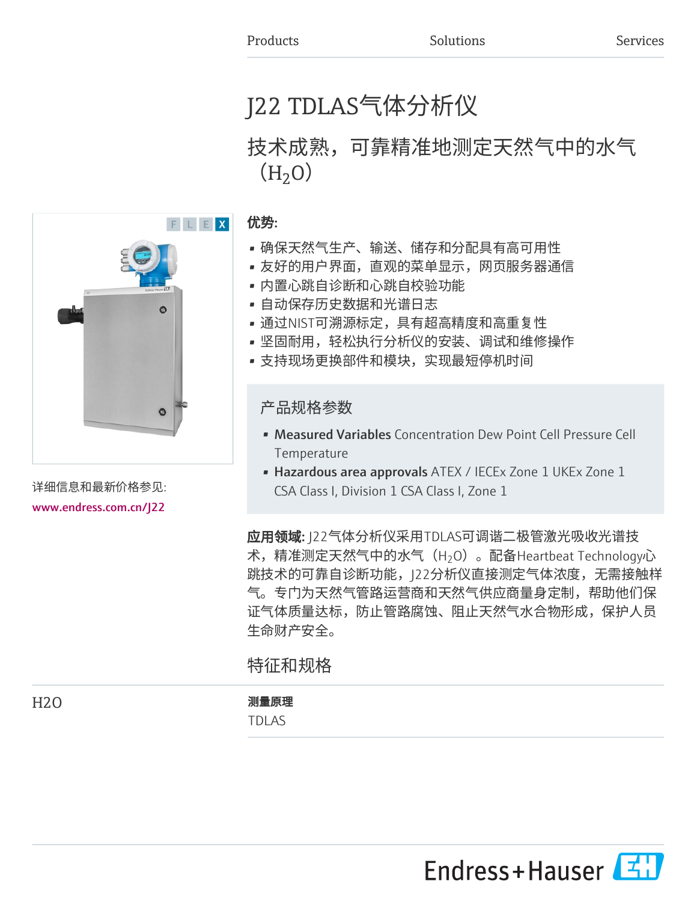# J22 TDLAS气体分析仪

## 技术成熟，可靠精准地测定天然气中的水气（$H_2O$）

详细信息和最新价格参见:

www.endress.com.cn/J22

**优势:**

- 确保天然气生产、输送、储存和分配具有高可用性
- 友好的用户界面，直观的菜单显示，网页服务器通信
- 内置心跳自诊断和心跳自校验功能
- 自动保存历史数据和光谱日志
- 通过NIST可溯源标定，具有超高精度和高重复性
- 坚固耐用，轻松执行分析仪的安装、调试和维修操作
- 支持现场更换部件和模块，实现最短停机时间

### 产品规格参数

- **Measured Variables** Concentration Dew Point Cell Pressure Cell Temperature
- **Hazardous area approvals** ATEX / IECEx Zone 1 UKEx Zone 1 CSA Class I, Division 1 CSA Class I, Zone 1

**应用领域:** J22气体分析仪采用TDLAS可调谐二极管激光吸收光谱技术，精准测定天然气中的水气（$H_2O$）。配备Heartbeat Technology心跳技术的可靠自诊断功能，J22分析仪直接测定气体浓度，无需接触样气。专门为天然气管路运营商和天然气供应商量身定制，帮助他们保证气体质量达标，防止管路腐蚀、阻止天然气水合物形成，保护人员生命财产安全。

## 特征和规格

H2O

**测量原理**

TDLAS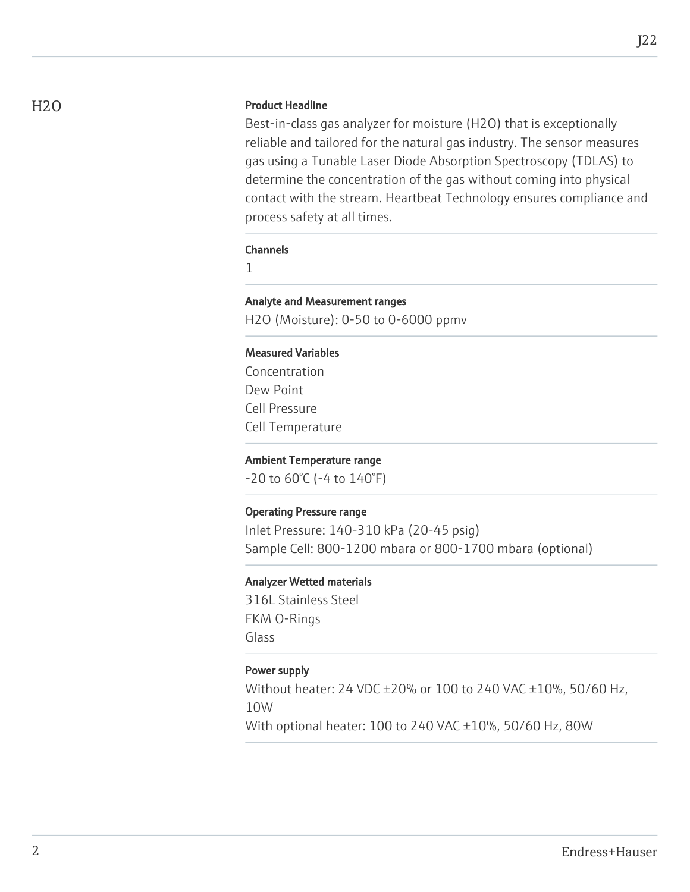## H2O

### Product Headline

Best-in-class gas analyzer for moisture ($H_2O$) that is exceptionally reliable and tailored for the natural gas industry. The sensor measures gas using a Tunable Laser Diode Absorption Spectroscopy (TDLAS) to determine the concentration of the gas without coming into physical contact with the stream. Heartbeat Technology ensures compliance and process safety at all times.

### Channels

1

### Analyte and Measurement ranges

$H_2O$ (Moisture): 0-50 to 0-6000 ppmv

### Measured Variables

Concentration
Dew Point
Cell Pressure
Cell Temperature

### Ambient Temperature range

-20 to 60°C (-4 to 140°F)

### Operating Pressure range

Inlet Pressure: 140-310 kPa (20-45 psig)
Sample Cell: 800-1200 mbara or 800-1700 mbara (optional)

### Analyzer Wetted materials

316L Stainless Steel
FKM O-Rings
Glass

### Power supply

Without heater: 24 VDC ±20% or 100 to 240 VAC ±10%, 50/60 Hz, 10W
With optional heater: 100 to 240 VAC ±10%, 50/60 Hz, 80W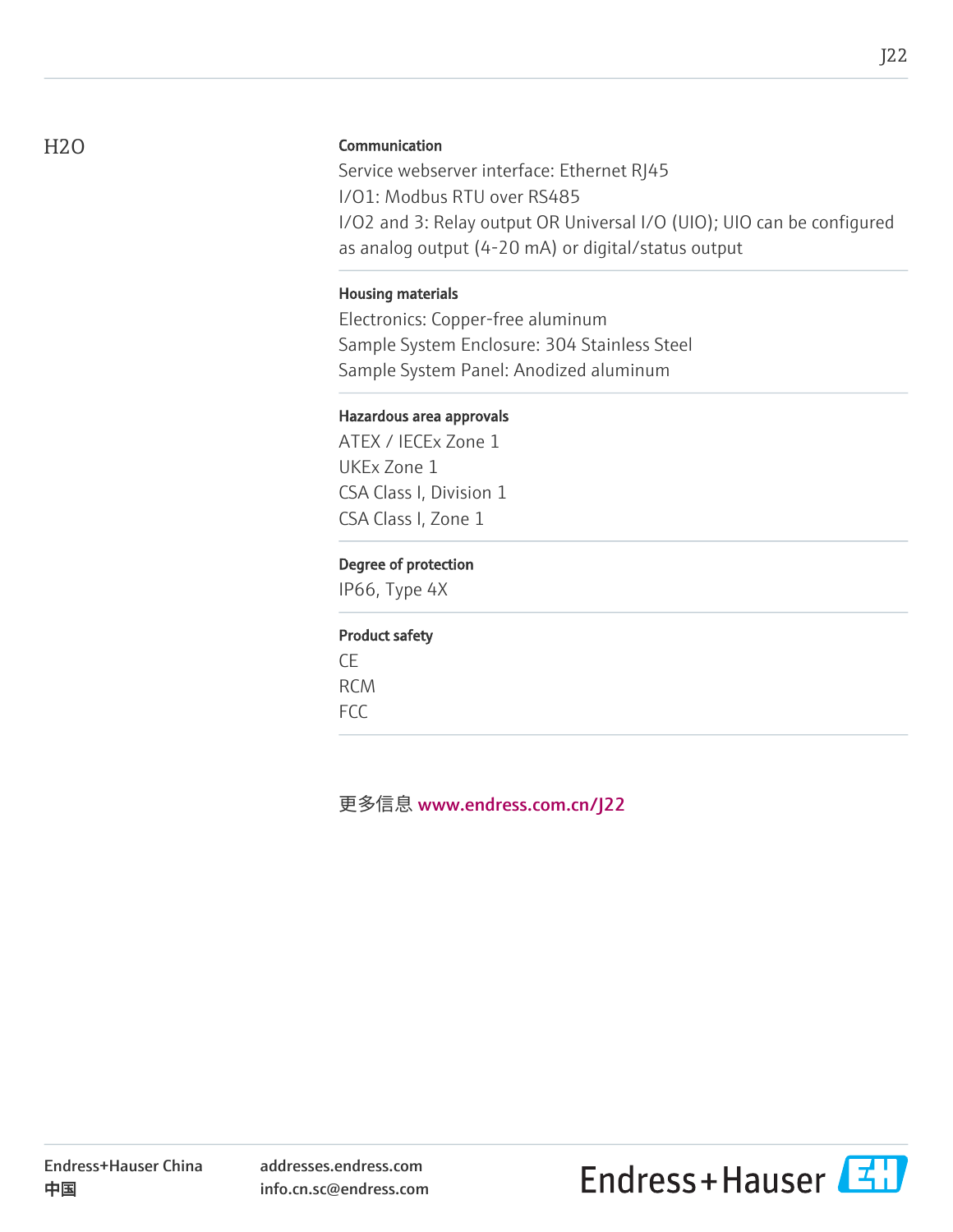H2O

**Communication**

Service webserver interface: Ethernet RJ45
I/O1: Modbus RTU over RS485
I/O2 and 3: Relay output OR Universal I/O (UIO); UIO can be configured as analog output (4-20 mA) or digital/status output

**Housing materials**

Electronics: Copper-free aluminum
Sample System Enclosure: 304 Stainless Steel
Sample System Panel: Anodized aluminum

**Hazardous area approvals**

ATEX / IECEx Zone 1
UKEx Zone 1
CSA Class I, Division 1
CSA Class I, Zone 1

**Degree of protection**

IP66, Type 4X

**Product safety**

CE
RCM
FCC

更多信息 www.endress.com.cn/J22

Endress+Hauser China
中国

addresses.endress.com
info.cn.sc@endress.com